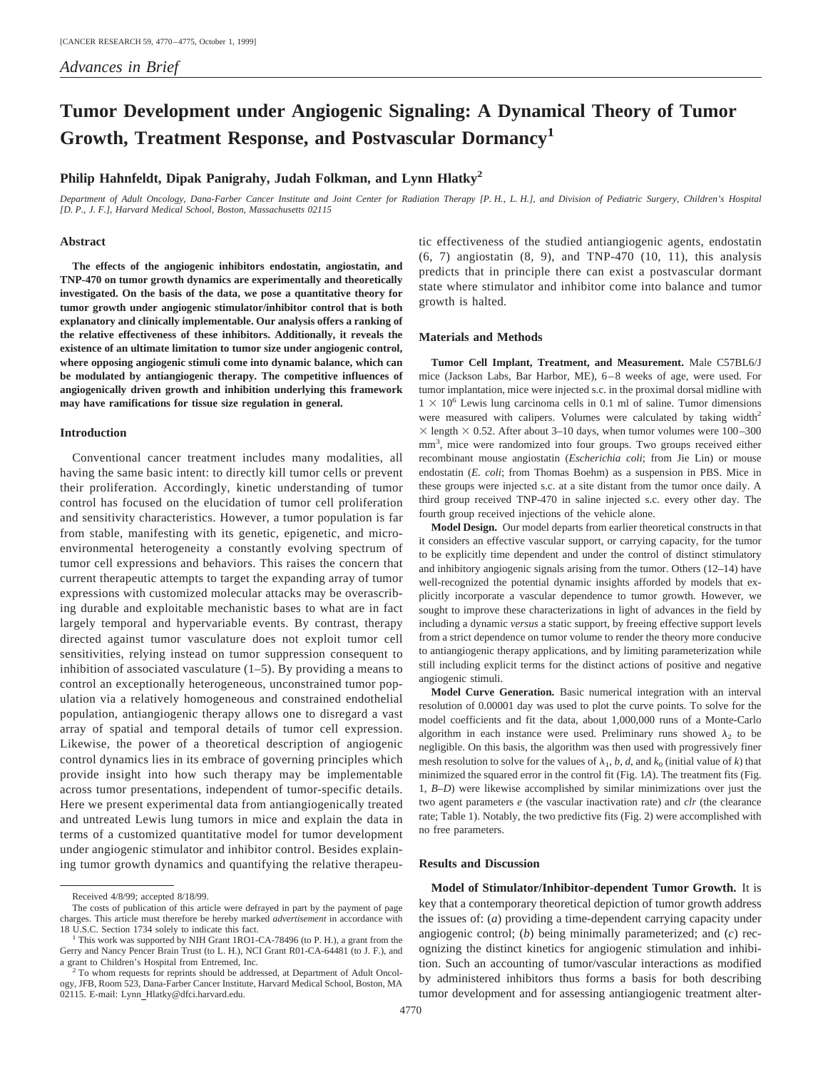*Advances in Brief*

# Tumor Development under Angiogenic Signaling: A Dynamical Theory of Tumor Growth, Treatment Response, and Postvascular Dormancy[1]

**Philip Hahnfeldt, Dipak Panigrahy, Judah Folkman, and Lynn Hlatky[2]**

*Department of Adult Oncology, Dana-Farber Cancer Institute and Joint Center for Radiation Therapy [P. H., L. H.], and Division of Pediatric Surgery, Children's Hospital [D. P., J. F.], Harvard Medical School, Boston, Massachusetts 02115*

## Abstract

**The effects of the angiogenic inhibitors endostatin, angiostatin, and TNP-470 on tumor growth dynamics are experimentally and theoretically investigated. On the basis of the data, we pose a quantitative theory for tumor growth under angiogenic stimulator/inhibitor control that is both explanatory and clinically implementable. Our analysis offers a ranking of the relative effectiveness of these inhibitors. Additionally, it reveals the existence of an ultimate limitation to tumor size under angiogenic control, where opposing angiogenic stimuli come into dynamic balance, which can be modulated by antiangiogenic therapy. The competitive influences of angiogenically driven growth and inhibition underlying this framework may have ramifications for tissue size regulation in general.**

## Introduction

Conventional cancer treatment includes many modalities, all having the same basic intent: to directly kill tumor cells or prevent their proliferation. Accordingly, kinetic understanding of tumor control has focused on the elucidation of tumor cell proliferation and sensitivity characteristics. However, a tumor population is far from stable, manifesting with its genetic, epigenetic, and microenvironmental heterogeneity a constantly evolving spectrum of tumor cell expressions and behaviors. This raises the concern that current therapeutic attempts to target the expanding array of tumor expressions with customized molecular attacks may be overascribing durable and exploitable mechanistic bases to what are in fact largely temporal and hypervariable events. By contrast, therapy directed against tumor vasculature does not exploit tumor cell sensitivities, relying instead on tumor suppression consequent to inhibition of associated vasculature (1–5). By providing a means to control an exceptionally heterogeneous, unconstrained tumor population via a relatively homogeneous and constrained endothelial population, antiangiogenic therapy allows one to disregard a vast array of spatial and temporal details of tumor cell expression. Likewise, the power of a theoretical description of angiogenic control dynamics lies in its embrace of governing principles which provide insight into how such therapy may be implementable across tumor presentations, independent of tumor-specific details. Here we present experimental data from antiangiogenically treated and untreated Lewis lung tumors in mice and explain the data in terms of a customized quantitative model for tumor development under angiogenic stimulator and inhibitor control. Besides explaining tumor growth dynamics and quantifying the relative therapeutic effectiveness of the studied antiangiogenic agents, endostatin (6, 7) angiostatin (8, 9), and TNP-470 (10, 11), this analysis predicts that in principle there can exist a postvascular dormant state where stimulator and inhibitor come into balance and tumor growth is halted.

## Materials and Methods

**Tumor Cell Implant, Treatment, and Measurement.** Male C57BL6/J mice (Jackson Labs, Bar Harbor, ME), 6–8 weeks of age, were used. For tumor implantation, mice were injected s.c. in the proximal dorsal midline with $1 \times 10^6$ Lewis lung carcinoma cells in 0.1 ml of saline. Tumor dimensions were measured with calipers. Volumes were calculated by taking width$^2$ $\times$ length $\times$ 0.52. After about 3–10 days, when tumor volumes were 100–300 mm$^3$, mice were randomized into four groups. Two groups received either recombinant mouse angiostatin (*Escherichia coli*; from Jie Lin) or mouse endostatin (*E. coli*; from Thomas Boehm) as a suspension in PBS. Mice in these groups were injected s.c. at a site distant from the tumor once daily. A third group received TNP-470 in saline injected s.c. every other day. The fourth group received injections of the vehicle alone.

**Model Design.** Our model departs from earlier theoretical constructs in that it considers an effective vascular support, or carrying capacity, for the tumor to be explicitly time dependent and under the control of distinct stimulatory and inhibitory angiogenic signals arising from the tumor. Others (12–14) have well-recognized the potential dynamic insights afforded by models that explicitly incorporate a vascular dependence to tumor growth. However, we sought to improve these characterizations in light of advances in the field by including a dynamic *versus* a static support, by freeing effective support levels from a strict dependence on tumor volume to render the theory more conducive to antiangiogenic therapy applications, and by limiting parameterization while still including explicit terms for the distinct actions of positive and negative angiogenic stimuli.

**Model Curve Generation.** Basic numerical integration with an interval resolution of 0.00001 day was used to plot the curve points. To solve for the model coefficients and fit the data, about 1,000,000 runs of a Monte-Carlo algorithm in each instance were used. Preliminary runs showed $\lambda_2$ to be negligible. On this basis, the algorithm was then used with progressively finer mesh resolution to solve for the values of $\lambda_1$, $b$, $d$, and $k_0$ (initial value of $k$) that minimized the squared error in the control fit (Fig. 1*A*). The treatment fits (Fig. 1, *B–D*) were likewise accomplished by similar minimizations over just the two agent parameters $e$ (the vascular inactivation rate) and $clr$ (the clearance rate; Table 1). Notably, the two predictive fits (Fig. 2) were accomplished with no free parameters.

## Results and Discussion

**Model of Stimulator/Inhibitor-dependent Tumor Growth.** It is key that a contemporary theoretical depiction of tumor growth address the issues of: (*a*) providing a time-dependent carrying capacity under angiogenic control; (*b*) being minimally parameterized; and (*c*) recognizing the distinct kinetics for angiogenic stimulation and inhibition. Such an accounting of tumor/vascular interactions as modified by administered inhibitors thus forms a basis for both describing tumor development and for assessing antiangiogenic treatment alter-

---

Received 4/8/99; accepted 8/18/99.

The costs of publication of this article were defrayed in part by the payment of page charges. This article must therefore be hereby marked *advertisement* in accordance with 18 U.S.C. Section 1734 solely to indicate this fact.

[1] This work was supported by NIH Grant 1RO1-CA-78496 (to P. H.), a grant from the Gerry and Nancy Pencer Brain Trust (to L. H.), NCI Grant R01-CA-64481 (to J. F.), and a grant to Children's Hospital from Entremed, Inc.

[2] To whom requests for reprints should be addressed, at Department of Adult Oncology, JFB, Room 523, Dana-Farber Cancer Institute, Harvard Medical School, Boston, MA 02115. E-mail: Lynn_Hlatky@dfci.harvard.edu.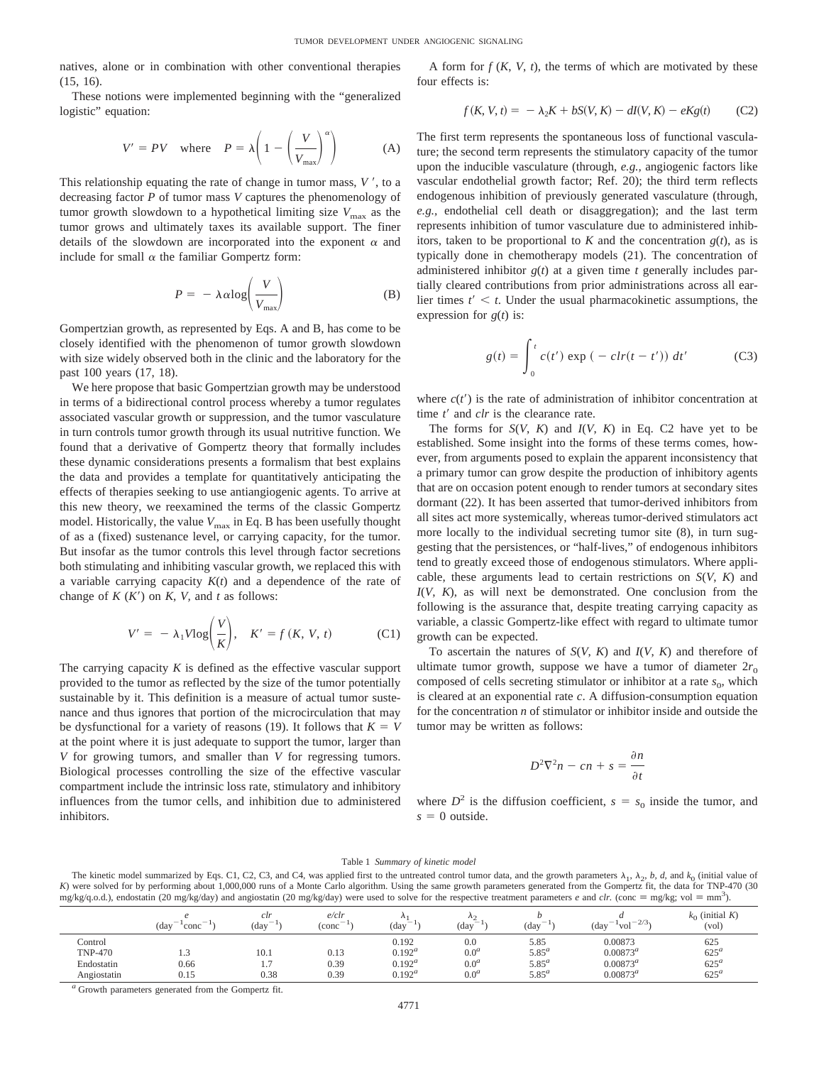natives, alone or in combination with other conventional therapies (15, 16).

These notions were implemented beginning with the "generalized logistic" equation:

$$V' = PV \quad \text{where} \quad P = \lambda\left(1 - \left(\frac{V}{V_{\max}}\right)^{\alpha}\right) \tag{A}$$

This relationship equating the rate of change in tumor mass, $V'$, to a decreasing factor $P$ of tumor mass $V$ captures the phenomenology of tumor growth slowdown to a hypothetical limiting size $V_{\max}$ as the tumor grows and ultimately taxes its available support. The finer details of the slowdown are incorporated into the exponent $\alpha$ and include for small $\alpha$ the familiar Gompertz form:

$$P = -\lambda\alpha\log\left(\frac{V}{V_{\max}}\right) \tag{B}$$

Gompertzian growth, as represented by Eqs. A and B, has come to be closely identified with the phenomenon of tumor growth slowdown with size widely observed both in the clinic and the laboratory for the past 100 years (17, 18).

We here propose that basic Gompertzian growth may be understood in terms of a bidirectional control process whereby a tumor regulates associated vascular growth or suppression, and the tumor vasculature in turn controls tumor growth through its usual nutritive function. We found that a derivative of Gompertz theory that formally includes these dynamic considerations presents a formalism that best explains the data and provides a template for quantitatively anticipating the effects of therapies seeking to use antiangiogenic agents. To arrive at this new theory, we reexamined the terms of the classic Gompertz model. Historically, the value $V_{\max}$ in Eq. B has been usefully thought of as a (fixed) sustenance level, or carrying capacity, for the tumor. But insofar as the tumor controls this level through factor secretions both stimulating and inhibiting vascular growth, we replaced this with a variable carrying capacity $K(t)$ and a dependence of the rate of change of $K$ ($K'$) on $K$, $V$, and $t$ as follows:

$$V' = -\lambda_1 V\log\left(\frac{V}{K}\right), \quad K' = f(K, V, t) \tag{C1}$$

The carrying capacity $K$ is defined as the effective vascular support provided to the tumor as reflected by the size of the tumor potentially sustainable by it. This definition is a measure of actual tumor sustenance and thus ignores that portion of the microcirculation that may be dysfunctional for a variety of reasons (19). It follows that $K = V$ at the point where it is just adequate to support the tumor, larger than $V$ for growing tumors, and smaller than $V$ for regressing tumors. Biological processes controlling the size of the effective vascular compartment include the intrinsic loss rate, stimulatory and inhibitory influences from the tumor cells, and inhibition due to administered inhibitors.

A form for $f(K, V, t)$, the terms of which are motivated by these four effects is:

$$f(K, V, t) = -\lambda_2 K + bS(V, K) - dI(V, K) - eKg(t) \tag{C2}$$

The first term represents the spontaneous loss of functional vasculature; the second term represents the stimulatory capacity of the tumor upon the inducible vasculature (through, *e.g.*, angiogenic factors like vascular endothelial growth factor; Ref. 20); the third term reflects endogenous inhibition of previously generated vasculature (through, *e.g.*, endothelial cell death or disaggregation); and the last term represents inhibition of tumor vasculature due to administered inhibitors, taken to be proportional to $K$ and the concentration $g(t)$, as is typically done in chemotherapy models (21). The concentration of administered inhibitor $g(t)$ at a given time $t$ generally includes partially cleared contributions from prior administrations across all earlier times $t' < t$. Under the usual pharmacokinetic assumptions, the expression for $g(t)$ is:

$$g(t) = \int_0^t c(t')\exp(-clr(t - t'))\,dt' \tag{C3}$$

where $c(t')$ is the rate of administration of inhibitor concentration at time $t'$ and $clr$ is the clearance rate.

The forms for $S(V, K)$ and $I(V, K)$ in Eq. C2 have yet to be established. Some insight into the forms of these terms comes, however, from arguments posed to explain the apparent inconsistency that a primary tumor can grow despite the production of inhibitory agents that are on occasion potent enough to render tumors at secondary sites dormant (22). It has been asserted that tumor-derived inhibitors from all sites act more systemically, whereas tumor-derived stimulators act more locally to the individual secreting tumor site (8), in turn suggesting that the persistences, or "half-lives," of endogenous inhibitors tend to greatly exceed those of endogenous stimulators. Where applicable, these arguments lead to certain restrictions on $S(V, K)$ and $I(V, K)$, as will next be demonstrated. One conclusion from the following is the assurance that, despite treating carrying capacity as variable, a classic Gompertz-like effect with regard to ultimate tumor growth can be expected.

To ascertain the natures of $S(V, K)$ and $I(V, K)$ and therefore of ultimate tumor growth, suppose we have a tumor of diameter $2r_0$ composed of cells secreting stimulator or inhibitor at a rate $s_0$, which is cleared at an exponential rate $c$. A diffusion-consumption equation for the concentration $n$ of stimulator or inhibitor inside and outside the tumor may be written as follows:

$$D^2\nabla^2 n - cn + s = \frac{\partial n}{\partial t}$$

where $D^2$ is the diffusion coefficient, $s = s_0$ inside the tumor, and $s = 0$ outside.

Table 1 *Summary of kinetic model*

The kinetic model summarized by Eqs. C1, C2, C3, and C4, was applied first to the untreated control tumor data, and the growth parameters $\lambda_1$, $\lambda_2$, $b$, $d$, and $k_0$ (initial value of $K$) were solved for by performing about 1,000,000 runs of a Monte Carlo algorithm. Using the same growth parameters generated from the Gompertz fit, the data for TNP-470 (30 mg/kg/q.o.d.), endostatin (20 mg/kg/day) and angiostatin (20 mg/kg/day) were used to solve for the respective treatment parameters $e$ and $clr$. (conc ≡ mg/kg; vol ≡ mm$^3$).

| | $e$ (day$^{-1}$conc$^{-1}$) | $clr$ (day$^{-1}$) | $e/clr$ (conc$^{-1}$) | $\lambda_1$ (day$^{-1}$) | $\lambda_2$ (day$^{-1}$) | $b$ (day$^{-1}$) | $d$ (day$^{-1}$vol$^{-2/3}$) | $k_0$ (initial $K$) (vol) |
|---|---|---|---|---|---|---|---|---|
| Control | | | | 0.192 | 0.0 | 5.85 | 0.00873 | 625 |
| TNP-470 | 1.3 | 10.1 | 0.13 | 0.192[a] | 0.0[a] | 5.85[a] | 0.00873[a] | 625[a] |
| Endostatin | 0.66 | 1.7 | 0.39 | 0.192[a] | 0.0[a] | 5.85[a] | 0.00873[a] | 625[a] |
| Angiostatin | 0.15 | 0.38 | 0.39 | 0.192[a] | 0.0[a] | 5.85[a] | 0.00873[a] | 625[a] |

[a] Growth parameters generated from the Gompertz fit.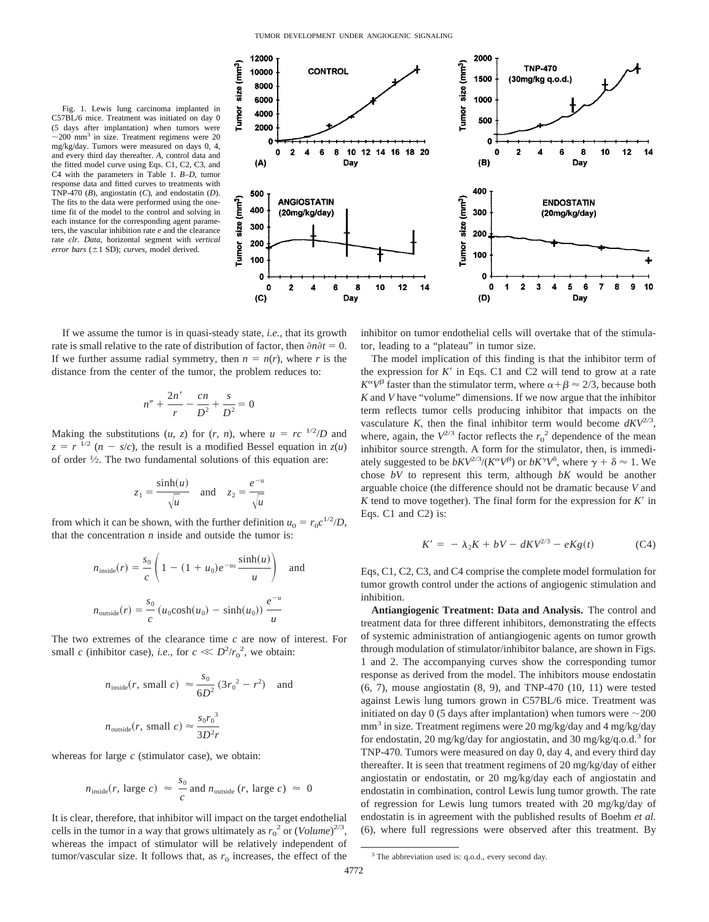Fig. 1. Lewis lung carcinoma implanted in C57BL/6 mice. Treatment was initiated on day 0 (5 days after implantation) when tumors were ~200 mm$^3$ in size. Treatment regimens were 20 mg/kg/day. Tumors were measured on days 0, 4, and every third day thereafter. *A*, control data and the fitted model curve using Eqs. C1, C2, C3, and C4 with the parameters in Table 1. *B–D*, tumor response data and fitted curves to treatments with TNP-470 (*B*), angiostatin (*C*), and endostatin (*D*). The fits to the data were performed using the one-time fit of the model to the control and solving in each instance for the corresponding agent parameters, the vascular inhibition rate *e* and the clearance rate *clr*. *Data*, horizontal segment with *vertical error bars* (±1 SD); *curves*, model derived.

If we assume the tumor is in quasi-steady state, *i.e.*, that its growth rate is small relative to the rate of distribution of factor, then $\partial n \partial t = 0$. If we further assume radial symmetry, then $n = n(r)$, where $r$ is the distance from the center of the tumor, the problem reduces to:

$$n'' + \frac{2n'}{r} - \frac{cn}{D^2} + \frac{s}{D^2} = 0$$

Making the substitutions $(u, z)$ for $(r, n)$, where $u = rc^{1/2}/D$ and $z = r^{1/2}(n - s/c)$, the result is a modified Bessel equation in $z(u)$ of order ½. The two fundamental solutions of this equation are:

$$z_1 = \frac{\sinh(u)}{\sqrt{u}} \quad \text{and} \quad z_2 = \frac{e^{-u}}{\sqrt{u}}$$

from which it can be shown, with the further definition $u_0 = r_0 c^{1/2}/D$, that the concentration $n$ inside and outside the tumor is:

$$n_{\text{inside}}(r) = \frac{s_0}{c}\left(1 - (1 + u_0)e^{-u_0}\frac{\sinh(u)}{u}\right) \quad \text{and}$$

$$n_{\text{outside}}(r) = \frac{s_0}{c}\left(u_0\cosh(u_0) - \sinh(u_0)\right)\frac{e^{-u}}{u}$$

The two extremes of the clearance time $c$ are now of interest. For small $c$ (inhibitor case), *i.e.*, for $c \ll D^2/r_0^2$, we obtain:

$$n_{\text{inside}}(r, \text{ small } c) \approx \frac{s_0}{6D^2}(3r_0^2 - r^2) \quad \text{and}$$

$$n_{\text{outside}}(r, \text{ small } c) \approx \frac{s_0 r_0^3}{3D^2 r}$$

whereas for large $c$ (stimulator case), we obtain:

$$n_{\text{inside}}(r, \text{ large } c) \approx \frac{s_0}{c} \text{ and } n_{\text{outside}}(r, \text{ large } c) \approx 0$$

It is clear, therefore, that inhibitor will impact on the target endothelial cells in the tumor in a way that grows ultimately as $r_0^2$ or $(Volume)^{2/3}$, whereas the impact of stimulator will be relatively independent of tumor/vascular size. It follows that, as $r_0$ increases, the effect of the inhibitor on tumor endothelial cells will overtake that of the stimulator, leading to a "plateau" in tumor size.

The model implication of this finding is that the inhibitor term of the expression for $K'$ in Eqs. C1 and C2 will tend to grow at a rate $K^\alpha V^\beta$ faster than the stimulator term, where $\alpha + \beta \approx 2/3$, because both $K$ and $V$ have "volume" dimensions. If we now argue that the inhibitor term reflects tumor cells producing inhibitor that impacts on the vasculature $K$, then the final inhibitor term would become $dKV^{2/3}$, where, again, the $V^{2/3}$ factor reflects the $r_0^2$ dependence of the mean inhibitor source strength. A form for the stimulator, then, is immediately suggested to be $bKV^{2/3}/(K^\alpha V^\beta)$ or $bK^\gamma V^\delta$, where $\gamma + \delta \approx 1$. We chose $bV$ to represent this term, although $bK$ would be another arguable choice (the difference should not be dramatic because $V$ and $K$ tend to move together). The final form for the expression for $K'$ in Eqs. C1 and C2) is:

$$K' = -\lambda_2 K + bV - dKV^{2/3} - eKg(t) \tag{C4}$$

Eqs, C1, C2, C3, and C4 comprise the complete model formulation for tumor growth control under the actions of angiogenic stimulation and inhibition.

**Antiangiogenic Treatment: Data and Analysis.** The control and treatment data for three different inhibitors, demonstrating the effects of systemic administration of antiangiogenic agents on tumor growth through modulation of stimulator/inhibitor balance, are shown in Figs. 1 and 2. The accompanying curves show the corresponding tumor response as derived from the model. The inhibitors mouse endostatin (6, 7), mouse angiostatin (8, 9), and TNP-470 (10, 11) were tested against Lewis lung tumors grown in C57BL/6 mice. Treatment was initiated on day 0 (5 days after implantation) when tumors were ~200 mm$^3$ in size. Treatment regimens were 20 mg/kg/day and 4 mg/kg/day for endostatin, 20 mg/kg/day for angiostatin, and 30 mg/kg/q.o.d.[3] for TNP-470. Tumors were measured on day 0, day 4, and every third day thereafter. It is seen that treatment regimens of 20 mg/kg/day of either angiostatin or endostatin, or 20 mg/kg/day each of angiostatin and endostatin in combination, control Lewis lung tumor growth. The rate of regression for Lewis lung tumors treated with 20 mg/kg/day of endostatin is in agreement with the published results of Boehm *et al.* (6), where full regressions were observed after this treatment. By

[3] The abbreviation used is: q.o.d., every second day.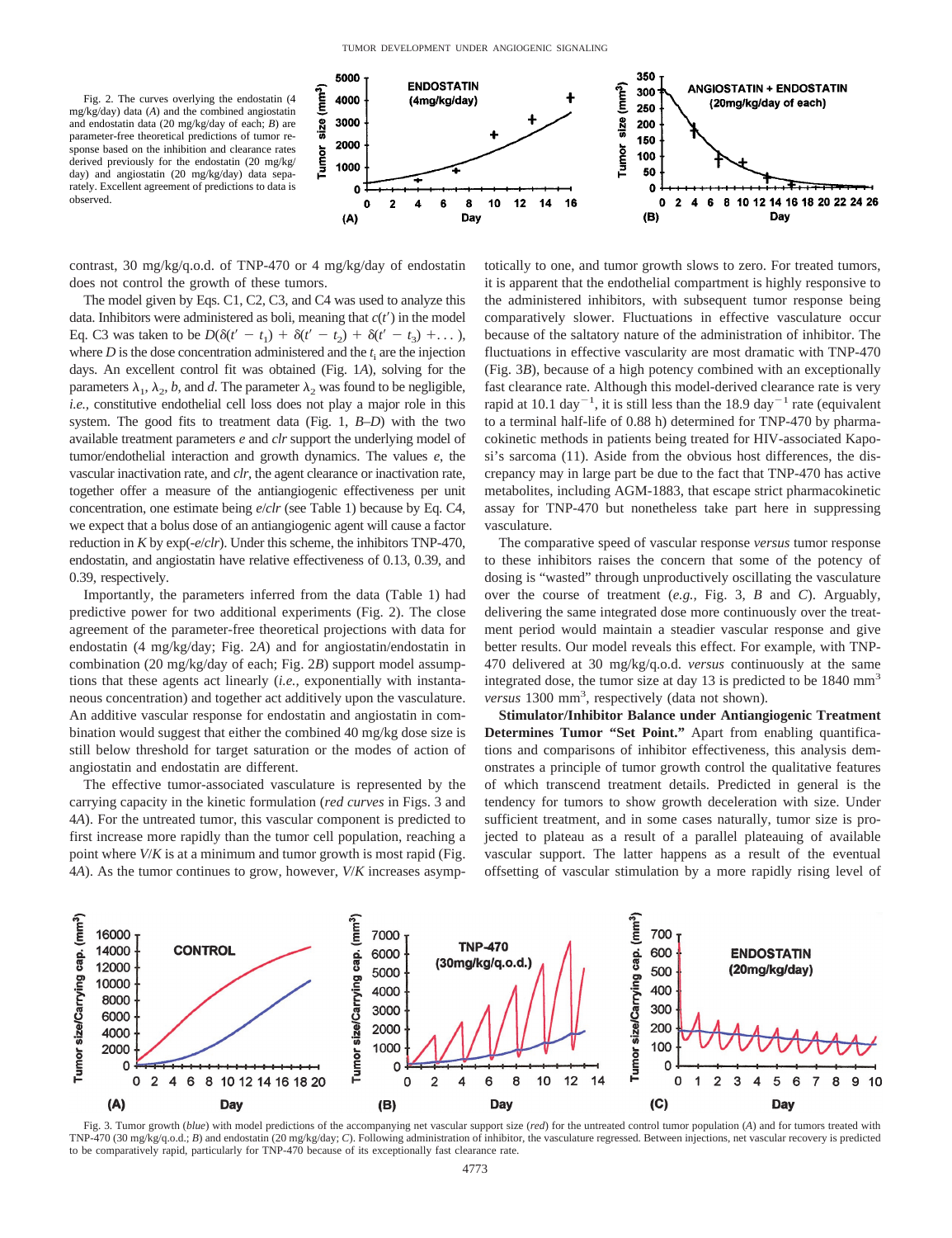Fig. 2. The curves overlying the endostatin (4 mg/kg/day) data (*A*) and the combined angiostatin and endostatin data (20 mg/kg/day of each; *B*) are parameter-free theoretical predictions of tumor response based on the inhibition and clearance rates derived previously for the endostatin (20 mg/kg/day) and angiostatin (20 mg/kg/day) data separately. Excellent agreement of predictions to data is observed.

contrast, 30 mg/kg/q.o.d. of TNP-470 or 4 mg/kg/day of endostatin does not control the growth of these tumors.

The model given by Eqs. C1, C2, C3, and C4 was used to analyze this data. Inhibitors were administered as boli, meaning that $c(t')$ in the model Eq. C3 was taken to be $D(\delta(t' - t_1) + \delta(t' - t_2) + \delta(t' - t_3) + \ldots)$, where $D$ is the dose concentration administered and the $t_i$ are the injection days. An excellent control fit was obtained (Fig. 1*A*), solving for the parameters $\lambda_1$, $\lambda_2$, $b$, and $d$. The parameter $\lambda_2$ was found to be negligible, *i.e.,* constitutive endothelial cell loss does not play a major role in this system. The good fits to treatment data (Fig. 1, *B–D*) with the two available treatment parameters $e$ and $clr$ support the underlying model of tumor/endothelial interaction and growth dynamics. The values $e$, the vascular inactivation rate, and $clr$, the agent clearance or inactivation rate, together offer a measure of the antiangiogenic effectiveness per unit concentration, one estimate being $e/clr$ (see Table 1) because by Eq. C4, we expect that a bolus dose of an antiangiogenic agent will cause a factor reduction in $K$ by exp($-e/clr$). Under this scheme, the inhibitors TNP-470, endostatin, and angiostatin have relative effectiveness of 0.13, 0.39, and 0.39, respectively.

Importantly, the parameters inferred from the data (Table 1) had predictive power for two additional experiments (Fig. 2). The close agreement of the parameter-free theoretical projections with data for endostatin (4 mg/kg/day; Fig. 2*A*) and for angiostatin/endostatin in combination (20 mg/kg/day of each; Fig. 2*B*) support model assumptions that these agents act linearly (*i.e.,* exponentially with instantaneous concentration) and together act additively upon the vasculature. An additive vascular response for endostatin and angiostatin in combination would suggest that either the combined 40 mg/kg dose size is still below threshold for target saturation or the modes of action of angiostatin and endostatin are different.

The effective tumor-associated vasculature is represented by the carrying capacity in the kinetic formulation (*red curves* in Figs. 3 and 4*A*). For the untreated tumor, this vascular component is predicted to first increase more rapidly than the tumor cell population, reaching a point where $V/K$ is at a minimum and tumor growth is most rapid (Fig. 4*A*). As the tumor continues to grow, however, $V/K$ increases asymptotically to one, and tumor growth slows to zero. For treated tumors, it is apparent that the endothelial compartment is highly responsive to the administered inhibitors, with subsequent tumor response being comparatively slower. Fluctuations in effective vasculature occur because of the saltatory nature of the administration of inhibitor. The fluctuations in effective vascularity are most dramatic with TNP-470 (Fig. 3*B*), because of a high potency combined with an exceptionally fast clearance rate. Although this model-derived clearance rate is very rapid at 10.1 day$^{-1}$, it is still less than the 18.9 day$^{-1}$ rate (equivalent to a terminal half-life of 0.88 h) determined for TNP-470 by pharmacokinetic methods in patients being treated for HIV-associated Kaposi's sarcoma (11). Aside from the obvious host differences, the discrepancy may in large part be due to the fact that TNP-470 has active metabolites, including AGM-1883, that escape strict pharmacokinetic assay for TNP-470 but nonetheless take part here in suppressing vasculature.

The comparative speed of vascular response *versus* tumor response to these inhibitors raises the concern that some of the potency of dosing is "wasted" through unproductively oscillating the vasculature over the course of treatment (*e.g.,* Fig. 3, *B* and *C*). Arguably, delivering the same integrated dose more continuously over the treatment period would maintain a steadier vascular response and give better results. Our model reveals this effect. For example, with TNP-470 delivered at 30 mg/kg/q.o.d. *versus* continuously at the same integrated dose, the tumor size at day 13 is predicted to be 1840 mm$^3$ *versus* 1300 mm$^3$, respectively (data not shown).

**Stimulator/Inhibitor Balance under Antiangiogenic Treatment Determines Tumor "Set Point."** Apart from enabling quantifications and comparisons of inhibitor effectiveness, this analysis demonstrates a principle of tumor growth control the qualitative features of which transcend treatment details. Predicted in general is the tendency for tumors to show growth deceleration with size. Under sufficient treatment, and in some cases naturally, tumor size is projected to plateau as a result of a parallel plateauing of available vascular support. The latter happens as a result of the eventual offsetting of vascular stimulation by a more rapidly rising level of

Fig. 3. Tumor growth (*blue*) with model predictions of the accompanying net vascular support size (*red*) for the untreated control tumor population (*A*) and for tumors treated with TNP-470 (30 mg/kg/q.o.d.; *B*) and endostatin (20 mg/kg/day; *C*). Following administration of inhibitor, the vasculature regressed. Between injections, net vascular recovery is predicted to be comparatively rapid, particularly for TNP-470 because of its exceptionally fast clearance rate.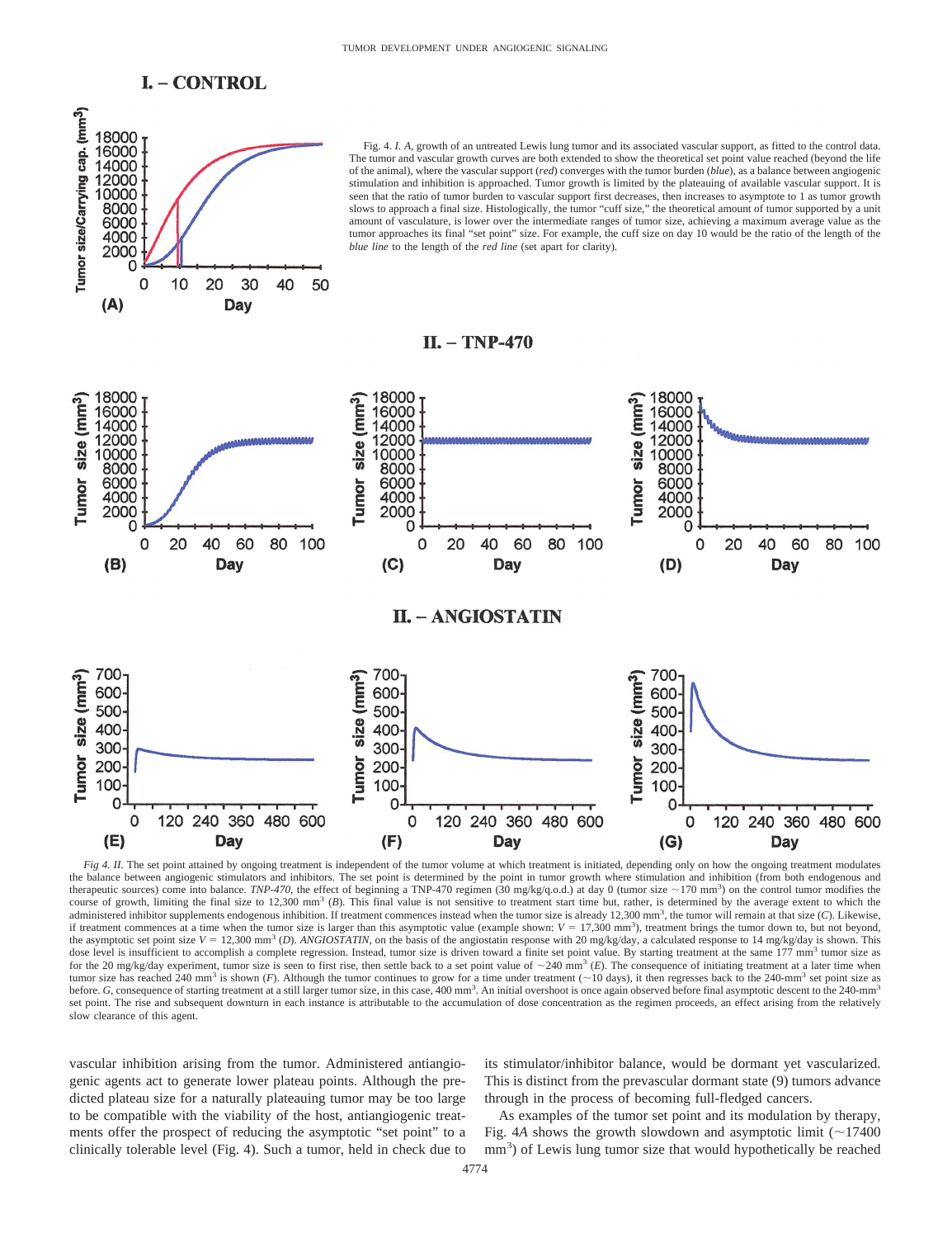## I. – CONTROL

Fig. 4. *I. A*, growth of an untreated Lewis lung tumor and its associated vascular support, as fitted to the control data. The tumor and vascular growth curves are both extended to show the theoretical set point value reached (beyond the life of the animal), where the vascular support (*red*) converges with the tumor burden (*blue*), as a balance between angiogenic stimulation and inhibition is approached. Tumor growth is limited by the plateauing of available vascular support. It is seen that the ratio of tumor burden to vascular support first decreases, then increases to asymptote to 1 as tumor growth slows to approach a final size. Histologically, the tumor "cuff size," the theoretical amount of tumor supported by a unit amount of vasculature, is lower over the intermediate ranges of tumor size, achieving a maximum average value as the tumor approaches its final "set point" size. For example, the cuff size on day 10 would be the ratio of the length of the *blue line* to the length of the *red line* (set apart for clarity).

## II. – TNP-470

## II. – ANGIOSTATIN

*Fig 4. II.* The set point attained by ongoing treatment is independent of the tumor volume at which treatment is initiated, depending only on how the ongoing treatment modulates the balance between angiogenic stimulators and inhibitors. The set point is determined by the point in tumor growth where stimulation and inhibition (from both endogenous and therapeutic sources) come into balance. *TNP-470*, the effect of beginning a TNP-470 regimen (30 mg/kg/q.o.d.) at day 0 (tumor size ~170 mm$^3$) on the control tumor modifies the course of growth, limiting the final size to 12,300 mm$^3$ (*B*). This final value is not sensitive to treatment start time but, rather, is determined by the average extent to which the administered inhibitor supplements endogenous inhibition. If treatment commences instead when the tumor size is already 12,300 mm$^3$, the tumor will remain at that size (*C*). Likewise, if treatment commences at a time when the tumor size is larger than this asymptotic value (example shown: $V$ = 17,300 mm$^3$), treatment brings the tumor down to, but not beyond, the asymptotic set point size $V$ = 12,300 mm$^3$ (*D*). *ANGIOSTATIN*, on the basis of the angiostatin response with 20 mg/kg/day, a calculated response to 14 mg/kg/day is shown. This dose level is insufficient to accomplish a complete regression. Instead, tumor size is driven toward a finite set point value. By starting treatment at the same 177 mm$^3$ tumor size as for the 20 mg/kg/day experiment, tumor size is seen to first rise, then settle back to a set point value of ~240 mm$^3$ (*E*). The consequence of initiating treatment at a later time when tumor size has reached 240 mm$^3$ is shown (*F*). Although the tumor continues to grow for a time under treatment (~10 days), it then regresses back to the 240-mm$^3$ set point size as before. *G*, consequence of starting treatment at a still larger tumor size, in this case, 400 mm$^3$. An initial overshoot is once again observed before final asymptotic descent to the 240-mm$^3$ set point. The rise and subsequent downturn in each instance is attributable to the accumulation of dose concentration as the regimen proceeds, an effect arising from the relatively slow clearance of this agent.

vascular inhibition arising from the tumor. Administered antiangiogenic agents act to generate lower plateau points. Although the predicted plateau size for a naturally plateauing tumor may be too large to be compatible with the viability of the host, antiangiogenic treatments offer the prospect of reducing the asymptotic "set point" to a clinically tolerable level (Fig. 4). Such a tumor, held in check due to its stimulator/inhibitor balance, would be dormant yet vascularized. This is distinct from the prevascular dormant state (9) tumors advance through in the process of becoming full-fledged cancers.

As examples of the tumor set point and its modulation by therapy, Fig. 4*A* shows the growth slowdown and asymptotic limit (~17400 mm$^3$) of Lewis lung tumor size that would hypothetically be reached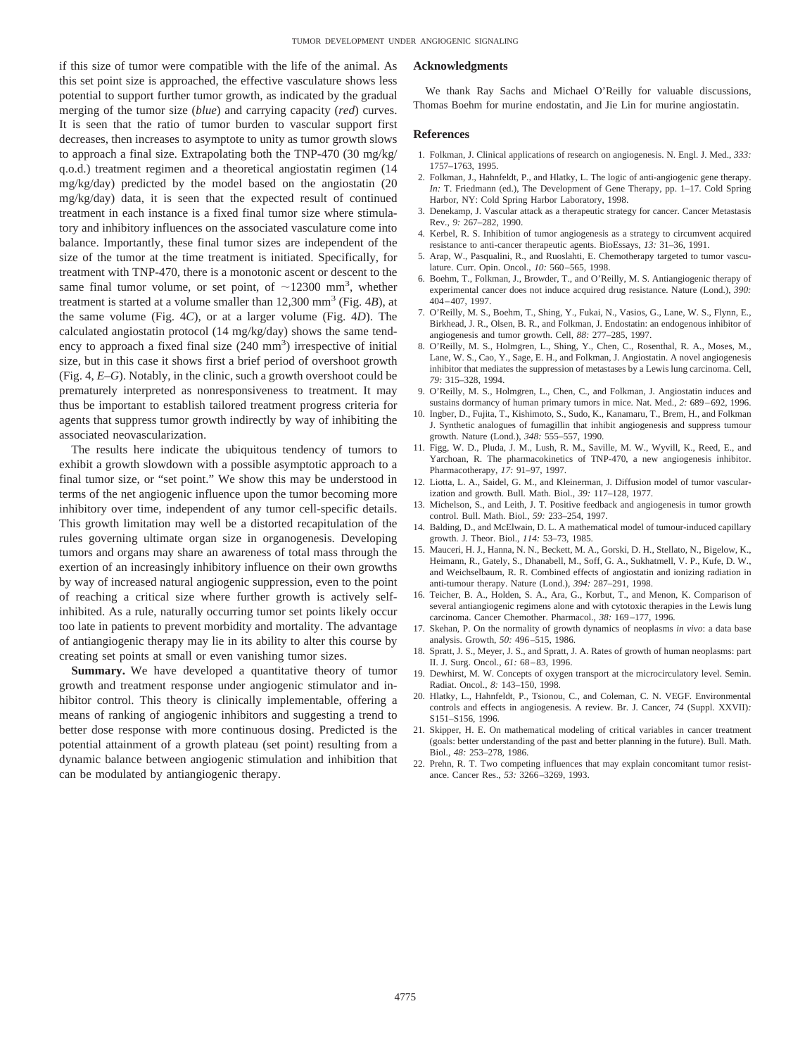if this size of tumor were compatible with the life of the animal. As this set point size is approached, the effective vasculature shows less potential to support further tumor growth, as indicated by the gradual merging of the tumor size (*blue*) and carrying capacity (*red*) curves. It is seen that the ratio of tumor burden to vascular support first decreases, then increases to asymptote to unity as tumor growth slows to approach a final size. Extrapolating both the TNP-470 (30 mg/kg/q.o.d.) treatment regimen and a theoretical angiostatin regimen (14 mg/kg/day) predicted by the model based on the angiostatin (20 mg/kg/day) data, it is seen that the expected result of continued treatment in each instance is a fixed final tumor size where stimulatory and inhibitory influences on the associated vasculature come into balance. Importantly, these final tumor sizes are independent of the size of the tumor at the time treatment is initiated. Specifically, for treatment with TNP-470, there is a monotonic ascent or descent to the same final tumor volume, or set point, of ~12300 $mm^3$, whether treatment is started at a volume smaller than 12,300 $mm^3$ (Fig. 4*B*), at the same volume (Fig. 4*C*), or at a larger volume (Fig. 4*D*). The calculated angiostatin protocol (14 mg/kg/day) shows the same tendency to approach a fixed final size (240 $mm^3$) irrespective of initial size, but in this case it shows first a brief period of overshoot growth (Fig. 4, *E–G*). Notably, in the clinic, such a growth overshoot could be prematurely interpreted as nonresponsiveness to treatment. It may thus be important to establish tailored treatment progress criteria for agents that suppress tumor growth indirectly by way of inhibiting the associated neovascularization.

The results here indicate the ubiquitous tendency of tumors to exhibit a growth slowdown with a possible asymptotic approach to a final tumor size, or "set point." We show this may be understood in terms of the net angiogenic influence upon the tumor becoming more inhibitory over time, independent of any tumor cell-specific details. This growth limitation may well be a distorted recapitulation of the rules governing ultimate organ size in organogenesis. Developing tumors and organs may share an awareness of total mass through the exertion of an increasingly inhibitory influence on their own growths by way of increased natural angiogenic suppression, even to the point of reaching a critical size where further growth is actively self-inhibited. As a rule, naturally occurring tumor set points likely occur too late in patients to prevent morbidity and mortality. The advantage of antiangiogenic therapy may lie in its ability to alter this course by creating set points at small or even vanishing tumor sizes.

**Summary.** We have developed a quantitative theory of tumor growth and treatment response under angiogenic stimulator and inhibitor control. This theory is clinically implementable, offering a means of ranking of angiogenic inhibitors and suggesting a trend to better dose response with more continuous dosing. Predicted is the potential attainment of a growth plateau (set point) resulting from a dynamic balance between angiogenic stimulation and inhibition that can be modulated by antiangiogenic therapy.

## Acknowledgments

We thank Ray Sachs and Michael O'Reilly for valuable discussions, Thomas Boehm for murine endostatin, and Jie Lin for murine angiostatin.

## References

1. Folkman, J. Clinical applications of research on angiogenesis. N. Engl. J. Med., *333:* 1757–1763, 1995.
2. Folkman, J., Hahnfeldt, P., and Hlatky, L. The logic of anti-angiogenic gene therapy. *In:* T. Friedmann (ed.), The Development of Gene Therapy, pp. 1–17. Cold Spring Harbor, NY: Cold Spring Harbor Laboratory, 1998.
3. Denekamp, J. Vascular attack as a therapeutic strategy for cancer. Cancer Metastasis Rev., *9:* 267–282, 1990.
4. Kerbel, R. S. Inhibition of tumor angiogenesis as a strategy to circumvent acquired resistance to anti-cancer therapeutic agents. BioEssays, *13:* 31–36, 1991.
5. Arap, W., Pasqualini, R., and Ruoslahti, E. Chemotherapy targeted to tumor vasculature. Curr. Opin. Oncol., *10:* 560–565, 1998.
6. Boehm, T., Folkman, J., Browder, T., and O'Reilly, M. S. Antiangiogenic therapy of experimental cancer does not induce acquired drug resistance. Nature (Lond.), *390:* 404–407, 1997.
7. O'Reilly, M. S., Boehm, T., Shing, Y., Fukai, N., Vasios, G., Lane, W. S., Flynn, E., Birkhead, J. R., Olsen, B. R., and Folkman, J. Endostatin: an endogenous inhibitor of angiogenesis and tumor growth. Cell, *88:* 277–285, 1997.
8. O'Reilly, M. S., Holmgren, L., Shing, Y., Chen, C., Rosenthal, R. A., Moses, M., Lane, W. S., Cao, Y., Sage, E. H., and Folkman, J. Angiostatin. A novel angiogenesis inhibitor that mediates the suppression of metastases by a Lewis lung carcinoma. Cell, *79:* 315–328, 1994.
9. O'Reilly, M. S., Holmgren, L., Chen, C., and Folkman, J. Angiostatin induces and sustains dormancy of human primary tumors in mice. Nat. Med., *2:* 689–692, 1996.
10. Ingber, D., Fujita, T., Kishimoto, S., Sudo, K., Kanamaru, T., Brem, H., and Folkman J. Synthetic analogues of fumagillin that inhibit angiogenesis and suppress tumour growth. Nature (Lond.), *348:* 555–557, 1990.
11. Figg, W. D., Pluda, J. M., Lush, R. M., Saville, M. W., Wyvill, K., Reed, E., and Yarchoan, R. The pharmacokinetics of TNP-470, a new angiogenesis inhibitor. Pharmacotherapy, *17:* 91–97, 1997.
12. Liotta, L. A., Saidel, G. M., and Kleinerman, J. Diffusion model of tumor vascularization and growth. Bull. Math. Biol., *39:* 117–128, 1977.
13. Michelson, S., and Leith, J. T. Positive feedback and angiogenesis in tumor growth control. Bull. Math. Biol., *59:* 233–254, 1997.
14. Balding, D., and McElwain, D. L. A mathematical model of tumour-induced capillary growth. J. Theor. Biol., *114:* 53–73, 1985.
15. Mauceri, H. J., Hanna, N. N., Beckett, M. A., Gorski, D. H., Stellato, N., Bigelow, K., Heimann, R., Gately, S., Dhanabell, M., Soff, G. A., Sukhatmell, V. P., Kufe, D. W., and Weichselbaum, R. R. Combined effects of angiostatin and ionizing radiation in anti-tumour therapy. Nature (Lond.), *394:* 287–291, 1998.
16. Teicher, B. A., Holden, S. A., Ara, G., Korbut, T., and Menon, K. Comparison of several antiangiogenic regimens alone and with cytotoxic therapies in the Lewis lung carcinoma. Cancer Chemother. Pharmacol., *38:* 169–177, 1996.
17. Skehan, P. On the normality of growth dynamics of neoplasms *in vivo*: a data base analysis. Growth, *50:* 496–515, 1986.
18. Spratt, J. S., Meyer, J. S., and Spratt, J. A. Rates of growth of human neoplasms: part II. J. Surg. Oncol., *61:* 68–83, 1996.
19. Dewhirst, M. W. Concepts of oxygen transport at the microcirculatory level. Semin. Radiat. Oncol., *8:* 143–150, 1998.
20. Hlatky, L., Hahnfeldt, P., Tsionou, C., and Coleman, C. N. VEGF. Environmental controls and effects in angiogenesis. A review. Br. J. Cancer, *74* (Suppl. XXVII)*:* S151–S156, 1996.
21. Skipper, H. E. On mathematical modeling of critical variables in cancer treatment (goals: better understanding of the past and better planning in the future). Bull. Math. Biol., *48:* 253–278, 1986.
22. Prehn, R. T. Two competing influences that may explain concomitant tumor resistance. Cancer Res., *53:* 3266–3269, 1993.